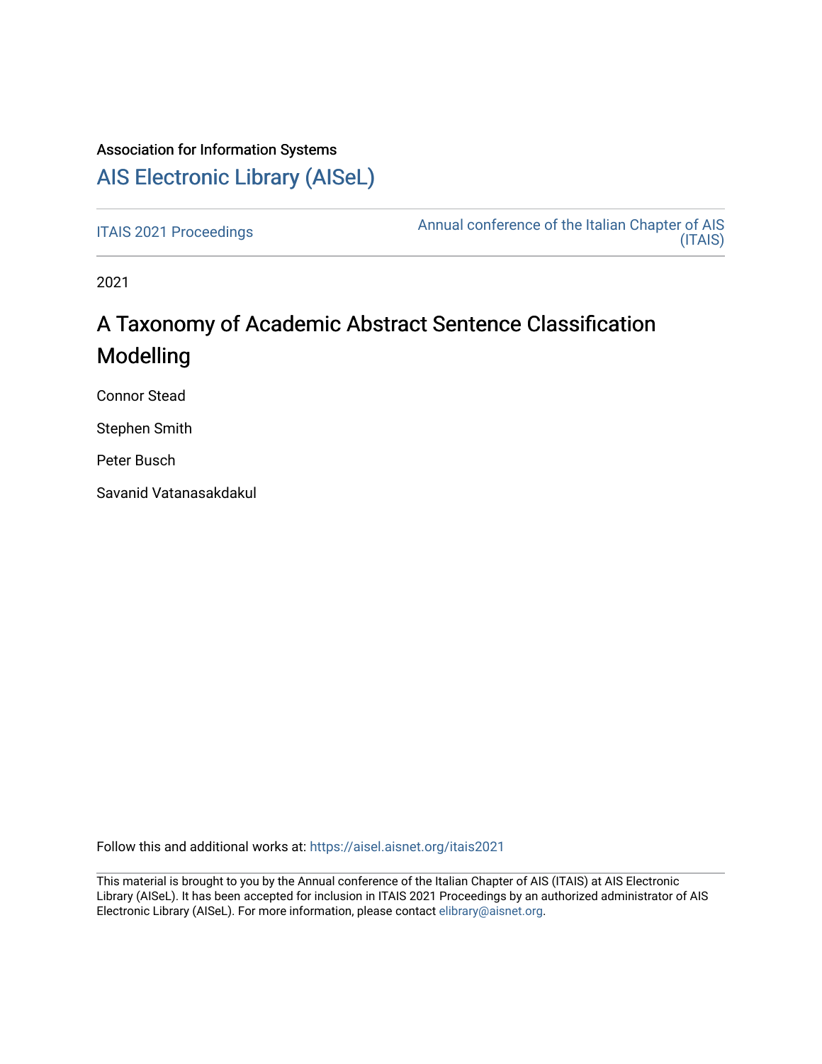Association for Information Systems

AIS Electronic Library (AISeL)

ITAIS 2021 Proceedings

Annual conference of the Italian Chapter of AIS (ITAIS)

2021

# A Taxonomy of Academic Abstract Sentence Classification Modelling

Connor Stead

Stephen Smith

Peter Busch

Savanid Vatanasakdakul

Follow this and additional works at: https://aisel.aisnet.org/itais2021

This material is brought to you by the Annual conference of the Italian Chapter of AIS (ITAIS) at AIS Electronic Library (AISeL). It has been accepted for inclusion in ITAIS 2021 Proceedings by an authorized administrator of AIS Electronic Library (AISeL). For more information, please contact elibrary@aisnet.org.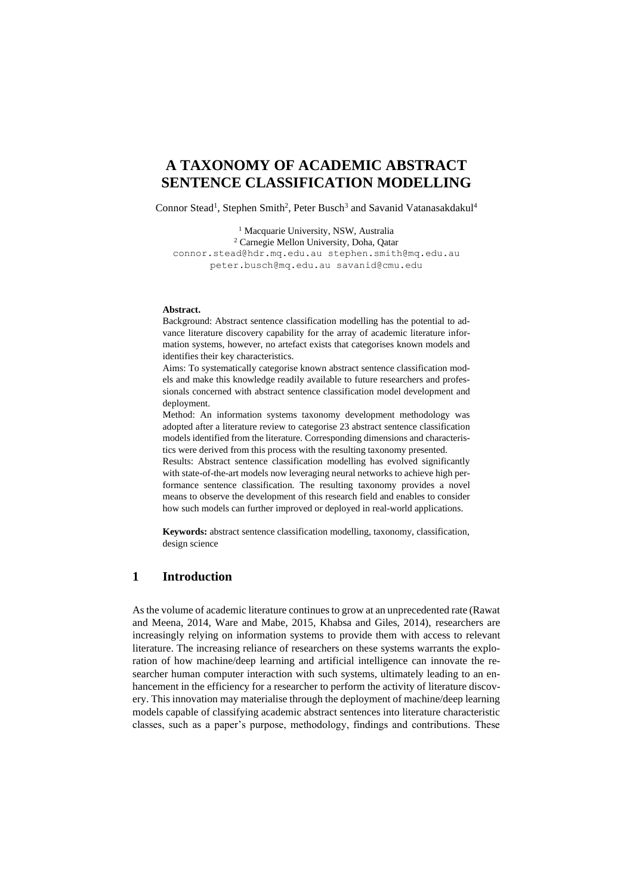# A TAXONOMY OF ACADEMIC ABSTRACT SENTENCE CLASSIFICATION MODELLING

Connor Stead[1], Stephen Smith[2], Peter Busch[3] and Savanid Vatanasakdakul[4]

[1] Macquarie University, NSW, Australia
[2] Carnegie Mellon University, Doha, Qatar

connor.stead@hdr.mq.edu.au stephen.smith@mq.edu.au
peter.busch@mq.edu.au savanid@cmu.edu

**Abstract.**

Background: Abstract sentence classification modelling has the potential to advance literature discovery capability for the array of academic literature information systems, however, no artefact exists that categorises known models and identifies their key characteristics.

Aims: To systematically categorise known abstract sentence classification models and make this knowledge readily available to future researchers and professionals concerned with abstract sentence classification model development and deployment.

Method: An information systems taxonomy development methodology was adopted after a literature review to categorise 23 abstract sentence classification models identified from the literature. Corresponding dimensions and characteristics were derived from this process with the resulting taxonomy presented.

Results: Abstract sentence classification modelling has evolved significantly with state-of-the-art models now leveraging neural networks to achieve high performance sentence classification. The resulting taxonomy provides a novel means to observe the development of this research field and enables to consider how such models can further improved or deployed in real-world applications.

**Keywords:** abstract sentence classification modelling, taxonomy, classification, design science

## 1 Introduction

As the volume of academic literature continues to grow at an unprecedented rate (Rawat and Meena, 2014, Ware and Mabe, 2015, Khabsa and Giles, 2014), researchers are increasingly relying on information systems to provide them with access to relevant literature. The increasing reliance of researchers on these systems warrants the exploration of how machine/deep learning and artificial intelligence can innovate the researcher human computer interaction with such systems, ultimately leading to an enhancement in the efficiency for a researcher to perform the activity of literature discovery. This innovation may materialise through the deployment of machine/deep learning models capable of classifying academic abstract sentences into literature characteristic classes, such as a paper's purpose, methodology, findings and contributions. These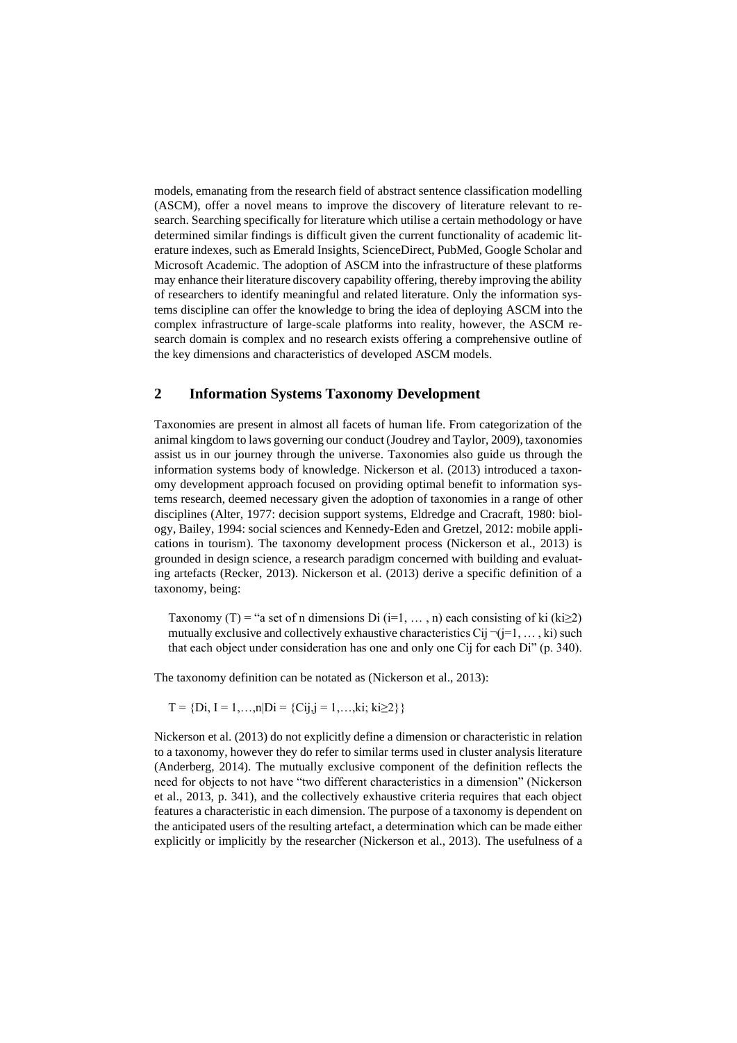models, emanating from the research field of abstract sentence classification modelling (ASCM), offer a novel means to improve the discovery of literature relevant to research. Searching specifically for literature which utilise a certain methodology or have determined similar findings is difficult given the current functionality of academic literature indexes, such as Emerald Insights, ScienceDirect, PubMed, Google Scholar and Microsoft Academic. The adoption of ASCM into the infrastructure of these platforms may enhance their literature discovery capability offering, thereby improving the ability of researchers to identify meaningful and related literature. Only the information systems discipline can offer the knowledge to bring the idea of deploying ASCM into the complex infrastructure of large-scale platforms into reality, however, the ASCM research domain is complex and no research exists offering a comprehensive outline of the key dimensions and characteristics of developed ASCM models.

## 2 Information Systems Taxonomy Development

Taxonomies are present in almost all facets of human life. From categorization of the animal kingdom to laws governing our conduct (Joudrey and Taylor, 2009), taxonomies assist us in our journey through the universe. Taxonomies also guide us through the information systems body of knowledge. Nickerson et al. (2013) introduced a taxonomy development approach focused on providing optimal benefit to information systems research, deemed necessary given the adoption of taxonomies in a range of other disciplines (Alter, 1977: decision support systems, Eldredge and Cracraft, 1980: biology, Bailey, 1994: social sciences and Kennedy-Eden and Gretzel, 2012: mobile applications in tourism). The taxonomy development process (Nickerson et al., 2013) is grounded in design science, a research paradigm concerned with building and evaluating artefacts (Recker, 2013). Nickerson et al. (2013) derive a specific definition of a taxonomy, being:

> Taxonomy (T) = "a set of n dimensions $D_i$ ($i=1, \ldots, n$) each consisting of $k_i$ ($k_i \geq 2$) mutually exclusive and collectively exhaustive characteristics $C_{ij}$ ¬($j=1, \ldots, k_i$) such that each object under consideration has one and only one $C_{ij}$ for each $D_i$" (p. 340).

The taxonomy definition can be notated as (Nickerson et al., 2013):

$$T = \{D_i, I = 1,\ldots,n | D_i = \{C_{ij}, j = 1,\ldots,k_i; k_i \geq 2\}\}$$

Nickerson et al. (2013) do not explicitly define a dimension or characteristic in relation to a taxonomy, however they do refer to similar terms used in cluster analysis literature (Anderberg, 2014). The mutually exclusive component of the definition reflects the need for objects to not have "two different characteristics in a dimension" (Nickerson et al., 2013, p. 341), and the collectively exhaustive criteria requires that each object features a characteristic in each dimension. The purpose of a taxonomy is dependent on the anticipated users of the resulting artefact, a determination which can be made either explicitly or implicitly by the researcher (Nickerson et al., 2013). The usefulness of a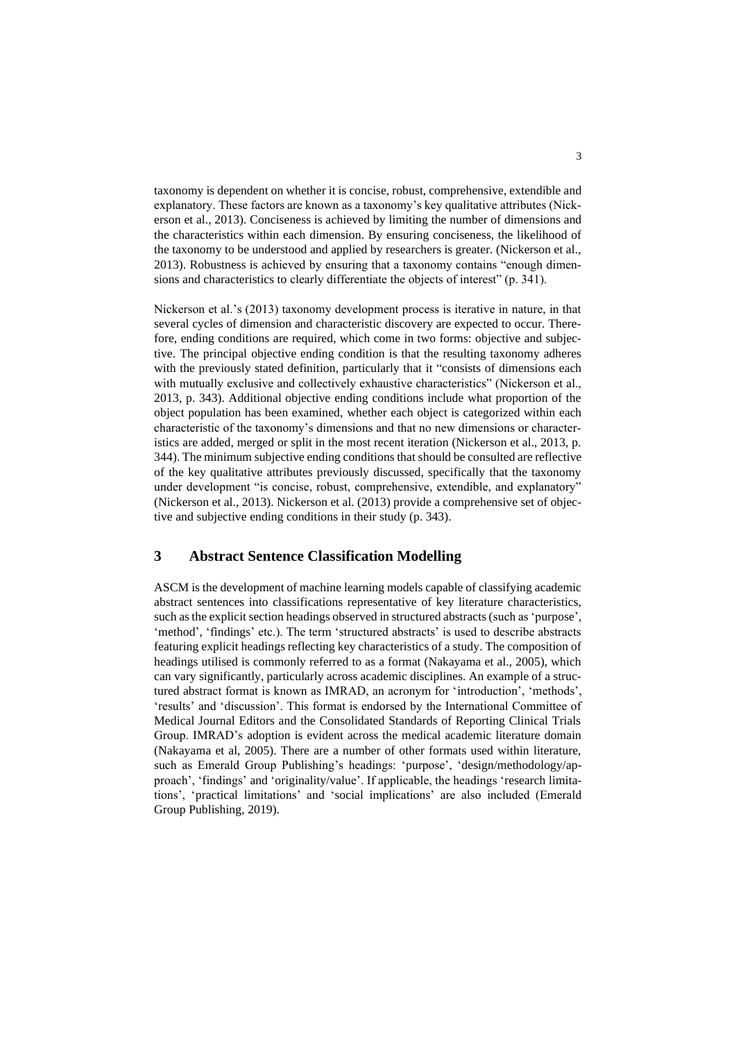taxonomy is dependent on whether it is concise, robust, comprehensive, extendible and explanatory. These factors are known as a taxonomy's key qualitative attributes (Nickerson et al., 2013). Conciseness is achieved by limiting the number of dimensions and the characteristics within each dimension. By ensuring conciseness, the likelihood of the taxonomy to be understood and applied by researchers is greater. (Nickerson et al., 2013). Robustness is achieved by ensuring that a taxonomy contains "enough dimensions and characteristics to clearly differentiate the objects of interest" (p. 341).

Nickerson et al.'s (2013) taxonomy development process is iterative in nature, in that several cycles of dimension and characteristic discovery are expected to occur. Therefore, ending conditions are required, which come in two forms: objective and subjective. The principal objective ending condition is that the resulting taxonomy adheres with the previously stated definition, particularly that it "consists of dimensions each with mutually exclusive and collectively exhaustive characteristics" (Nickerson et al., 2013, p. 343). Additional objective ending conditions include what proportion of the object population has been examined, whether each object is categorized within each characteristic of the taxonomy's dimensions and that no new dimensions or characteristics are added, merged or split in the most recent iteration (Nickerson et al., 2013, p. 344). The minimum subjective ending conditions that should be consulted are reflective of the key qualitative attributes previously discussed, specifically that the taxonomy under development "is concise, robust, comprehensive, extendible, and explanatory" (Nickerson et al., 2013). Nickerson et al. (2013) provide a comprehensive set of objective and subjective ending conditions in their study (p. 343).

## 3 Abstract Sentence Classification Modelling

ASCM is the development of machine learning models capable of classifying academic abstract sentences into classifications representative of key literature characteristics, such as the explicit section headings observed in structured abstracts (such as 'purpose', 'method', 'findings' etc.). The term 'structured abstracts' is used to describe abstracts featuring explicit headings reflecting key characteristics of a study. The composition of headings utilised is commonly referred to as a format (Nakayama et al., 2005), which can vary significantly, particularly across academic disciplines. An example of a structured abstract format is known as IMRAD, an acronym for 'introduction', 'methods', 'results' and 'discussion'. This format is endorsed by the International Committee of Medical Journal Editors and the Consolidated Standards of Reporting Clinical Trials Group. IMRAD's adoption is evident across the medical academic literature domain (Nakayama et al, 2005). There are a number of other formats used within literature, such as Emerald Group Publishing's headings: 'purpose', 'design/methodology/approach', 'findings' and 'originality/value'. If applicable, the headings 'research limitations', 'practical limitations' and 'social implications' are also included (Emerald Group Publishing, 2019).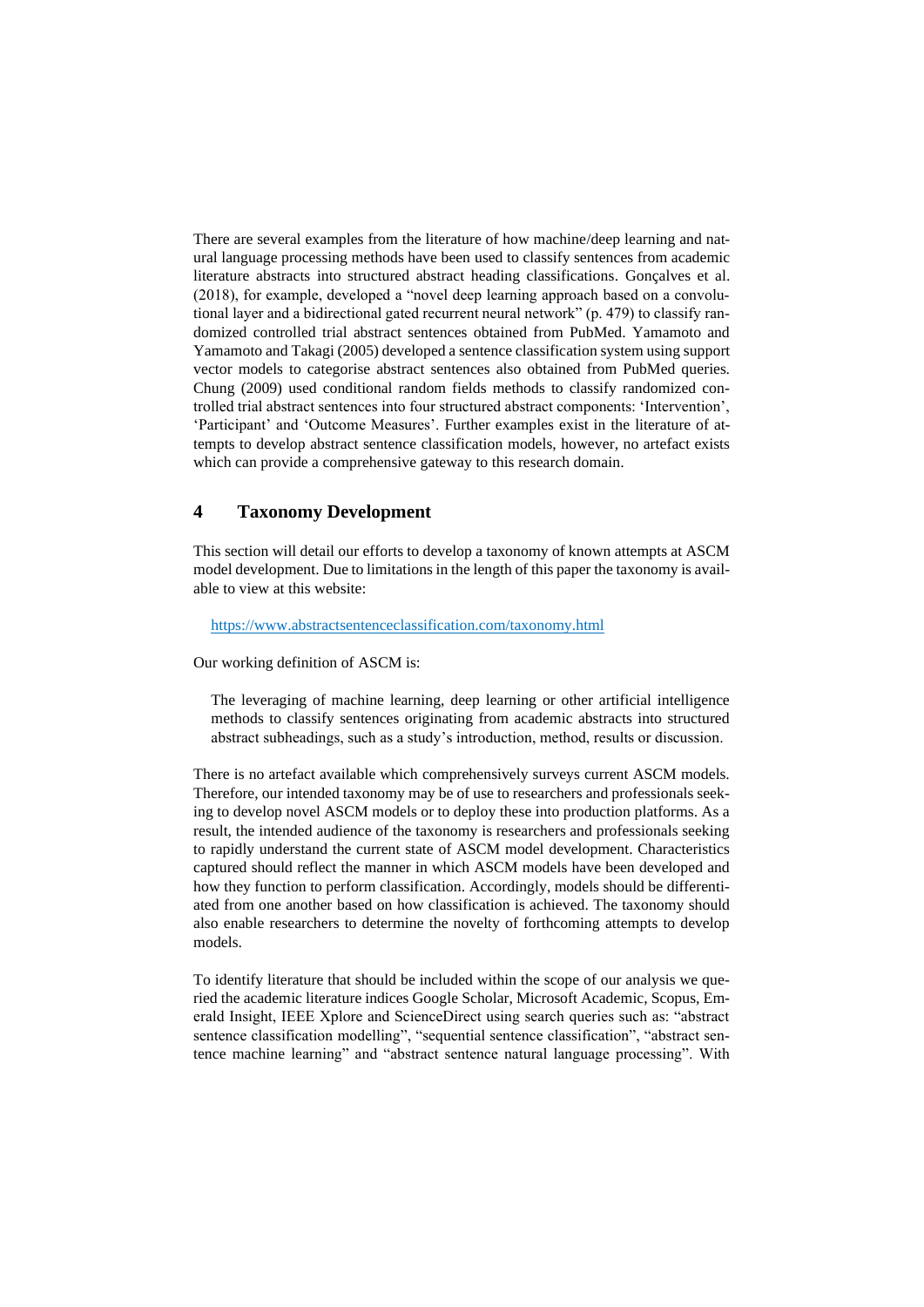There are several examples from the literature of how machine/deep learning and natural language processing methods have been used to classify sentences from academic literature abstracts into structured abstract heading classifications. Gonçalves et al. (2018), for example, developed a "novel deep learning approach based on a convolutional layer and a bidirectional gated recurrent neural network" (p. 479) to classify randomized controlled trial abstract sentences obtained from PubMed. Yamamoto and Yamamoto and Takagi (2005) developed a sentence classification system using support vector models to categorise abstract sentences also obtained from PubMed queries. Chung (2009) used conditional random fields methods to classify randomized controlled trial abstract sentences into four structured abstract components: 'Intervention', 'Participant' and 'Outcome Measures'. Further examples exist in the literature of attempts to develop abstract sentence classification models, however, no artefact exists which can provide a comprehensive gateway to this research domain.

## 4 Taxonomy Development

This section will detail our efforts to develop a taxonomy of known attempts at ASCM model development. Due to limitations in the length of this paper the taxonomy is available to view at this website:

> https://www.abstractsentenceclassification.com/taxonomy.html

Our working definition of ASCM is:

> The leveraging of machine learning, deep learning or other artificial intelligence methods to classify sentences originating from academic abstracts into structured abstract subheadings, such as a study's introduction, method, results or discussion.

There is no artefact available which comprehensively surveys current ASCM models. Therefore, our intended taxonomy may be of use to researchers and professionals seeking to develop novel ASCM models or to deploy these into production platforms. As a result, the intended audience of the taxonomy is researchers and professionals seeking to rapidly understand the current state of ASCM model development. Characteristics captured should reflect the manner in which ASCM models have been developed and how they function to perform classification. Accordingly, models should be differentiated from one another based on how classification is achieved. The taxonomy should also enable researchers to determine the novelty of forthcoming attempts to develop models.

To identify literature that should be included within the scope of our analysis we queried the academic literature indices Google Scholar, Microsoft Academic, Scopus, Emerald Insight, IEEE Xplore and ScienceDirect using search queries such as: "abstract sentence classification modelling", "sequential sentence classification", "abstract sentence machine learning" and "abstract sentence natural language processing". With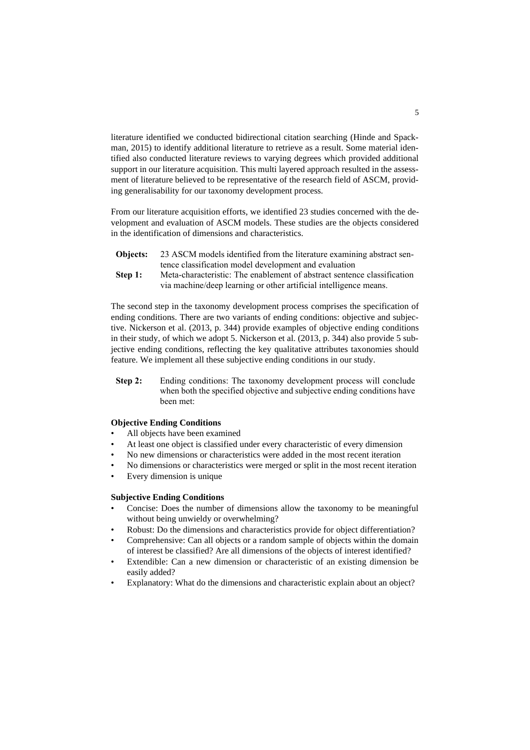literature identified we conducted bidirectional citation searching (Hinde and Spackman, 2015) to identify additional literature to retrieve as a result. Some material identified also conducted literature reviews to varying degrees which provided additional support in our literature acquisition. This multi layered approach resulted in the assessment of literature believed to be representative of the research field of ASCM, providing generalisability for our taxonomy development process.

From our literature acquisition efforts, we identified 23 studies concerned with the development and evaluation of ASCM models. These studies are the objects considered in the identification of dimensions and characteristics.

**Objects:** 23 ASCM models identified from the literature examining abstract sentence classification model development and evaluation

**Step 1:** Meta-characteristic: The enablement of abstract sentence classification via machine/deep learning or other artificial intelligence means.

The second step in the taxonomy development process comprises the specification of ending conditions. There are two variants of ending conditions: objective and subjective. Nickerson et al. (2013, p. 344) provide examples of objective ending conditions in their study, of which we adopt 5. Nickerson et al. (2013, p. 344) also provide 5 subjective ending conditions, reflecting the key qualitative attributes taxonomies should feature. We implement all these subjective ending conditions in our study.

**Step 2:** Ending conditions: The taxonomy development process will conclude when both the specified objective and subjective ending conditions have been met:

**Objective Ending Conditions**

- All objects have been examined
- At least one object is classified under every characteristic of every dimension
- No new dimensions or characteristics were added in the most recent iteration
- No dimensions or characteristics were merged or split in the most recent iteration
- Every dimension is unique

**Subjective Ending Conditions**

- Concise: Does the number of dimensions allow the taxonomy to be meaningful without being unwieldy or overwhelming?
- Robust: Do the dimensions and characteristics provide for object differentiation?
- Comprehensive: Can all objects or a random sample of objects within the domain of interest be classified? Are all dimensions of the objects of interest identified?
- Extendible: Can a new dimension or characteristic of an existing dimension be easily added?
- Explanatory: What do the dimensions and characteristic explain about an object?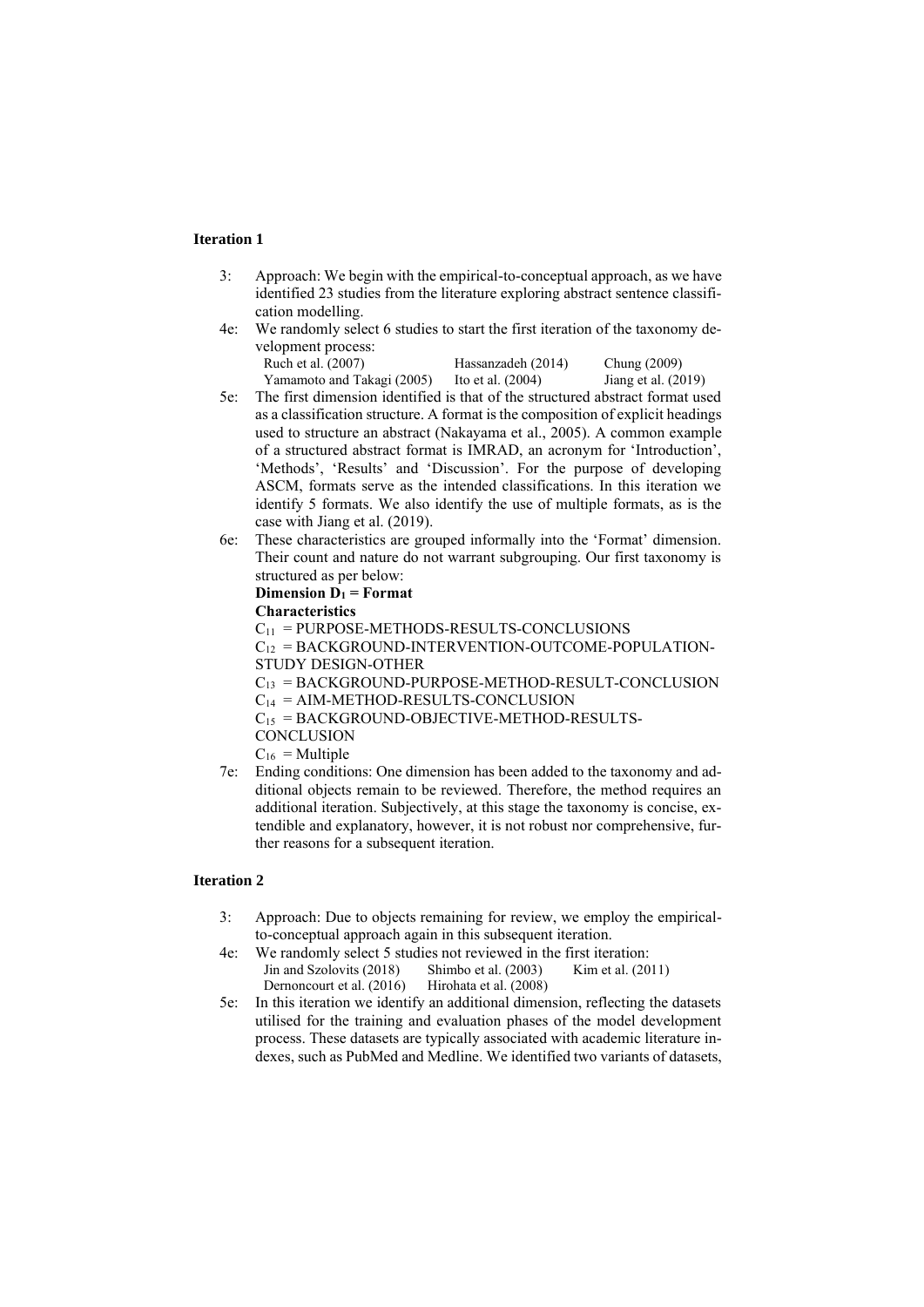**Iteration 1**

3: Approach: We begin with the empirical-to-conceptual approach, as we have identified 23 studies from the literature exploring abstract sentence classification modelling.

4e: We randomly select 6 studies to start the first iteration of the taxonomy development process:

| | | |
|---|---|---|
| Ruch et al. (2007) | Hassanzadeh (2014) | Chung (2009) |
| Yamamoto and Takagi (2005) | Ito et al. (2004) | Jiang et al. (2019) |

5e: The first dimension identified is that of the structured abstract format used as a classification structure. A format is the composition of explicit headings used to structure an abstract (Nakayama et al., 2005). A common example of a structured abstract format is IMRAD, an acronym for 'Introduction', 'Methods', 'Results' and 'Discussion'. For the purpose of developing ASCM, formats serve as the intended classifications. In this iteration we identify 5 formats. We also identify the use of multiple formats, as is the case with Jiang et al. (2019).

6e: These characteristics are grouped informally into the 'Format' dimension. Their count and nature do not warrant subgrouping. Our first taxonomy is structured as per below:

**Dimension $D_1$ = Format**

**Characteristics**

$C_{11}$ = PURPOSE-METHODS-RESULTS-CONCLUSIONS
$C_{12}$ = BACKGROUND-INTERVENTION-OUTCOME-POPULATION-STUDY DESIGN-OTHER
$C_{13}$ = BACKGROUND-PURPOSE-METHOD-RESULT-CONCLUSION
$C_{14}$ = AIM-METHOD-RESULTS-CONCLUSION
$C_{15}$ = BACKGROUND-OBJECTIVE-METHOD-RESULTS-CONCLUSION
$C_{16}$ = Multiple

7e: Ending conditions: One dimension has been added to the taxonomy and additional objects remain to be reviewed. Therefore, the method requires an additional iteration. Subjectively, at this stage the taxonomy is concise, extendible and explanatory, however, it is not robust nor comprehensive, further reasons for a subsequent iteration.

**Iteration 2**

3: Approach: Due to objects remaining for review, we employ the empirical-to-conceptual approach again in this subsequent iteration.

4e: We randomly select 5 studies not reviewed in the first iteration:

| | | |
|---|---|---|
| Jin and Szolovits (2018) | Shimbo et al. (2003) | Kim et al. (2011) |
| Dernoncourt et al. (2016) | Hirohata et al. (2008) | |

5e: In this iteration we identify an additional dimension, reflecting the datasets utilised for the training and evaluation phases of the model development process. These datasets are typically associated with academic literature indexes, such as PubMed and Medline. We identified two variants of datasets,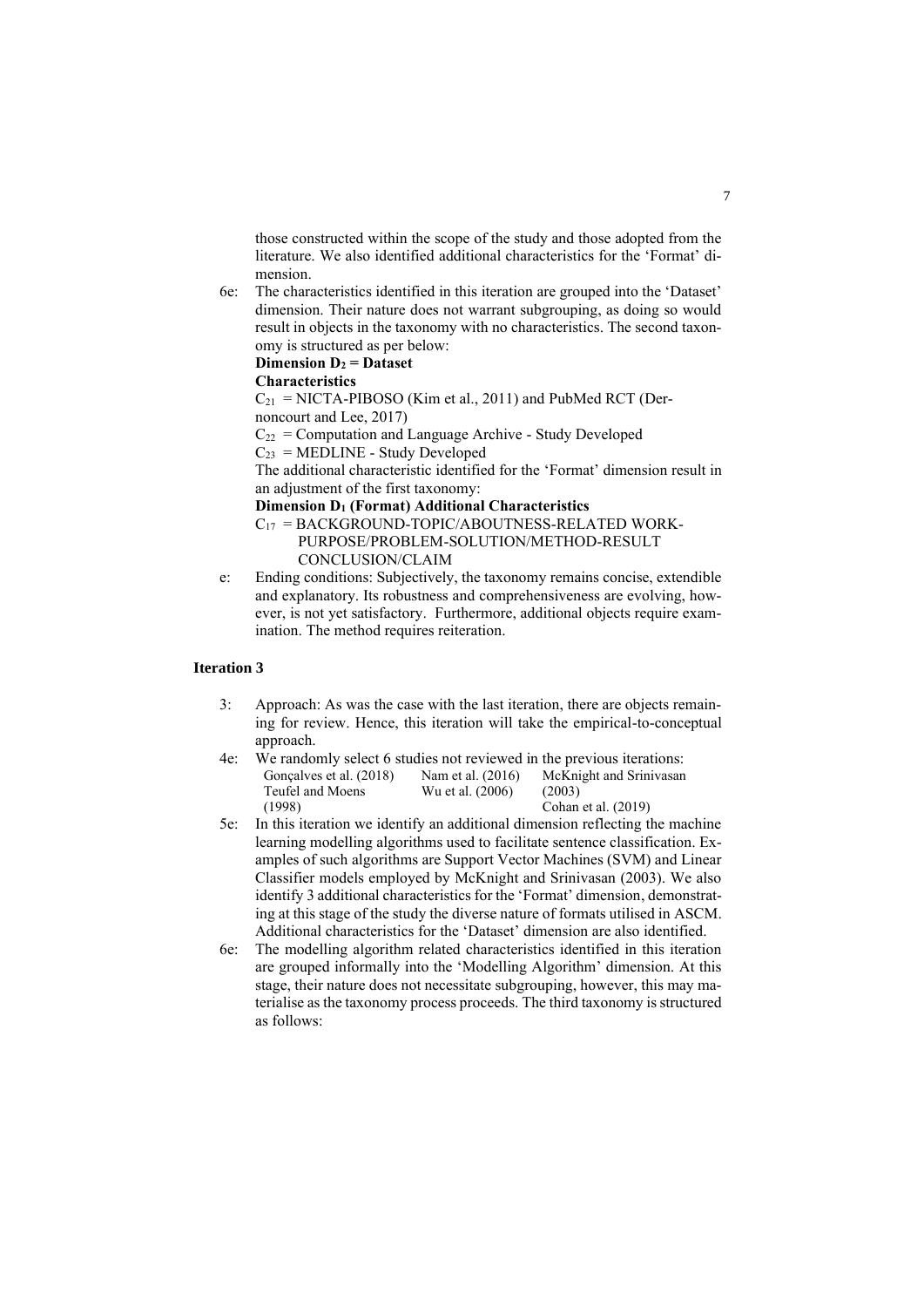those constructed within the scope of the study and those adopted from the literature. We also identified additional characteristics for the 'Format' dimension.

6e: The characteristics identified in this iteration are grouped into the 'Dataset' dimension. Their nature does not warrant subgrouping, as doing so would result in objects in the taxonomy with no characteristics. The second taxonomy is structured as per below:

**Dimension $D_2$ = Dataset**

**Characteristics**

$C_{21}$ = NICTA-PIBOSO (Kim et al., 2011) and PubMed RCT (Dernoncourt and Lee, 2017)

$C_{22}$ = Computation and Language Archive - Study Developed

$C_{23}$ = MEDLINE - Study Developed

The additional characteristic identified for the 'Format' dimension result in an adjustment of the first taxonomy:

**Dimension $D_1$ (Format) Additional Characteristics**

$C_{17}$ = BACKGROUND-TOPIC/ABOUTNESS-RELATED WORK-PURPOSE/PROBLEM-SOLUTION/METHOD-RESULT CONCLUSION/CLAIM

e: Ending conditions: Subjectively, the taxonomy remains concise, extendible and explanatory. Its robustness and comprehensiveness are evolving, however, is not yet satisfactory. Furthermore, additional objects require examination. The method requires reiteration.

### Iteration 3

3: Approach: As was the case with the last iteration, there are objects remaining for review. Hence, this iteration will take the empirical-to-conceptual approach.

4e: We randomly select 6 studies not reviewed in the previous iterations:

| | | |
|---|---|---|
| Gonçalves et al. (2018) | Nam et al. (2016) | McKnight and Srinivasan (2003) |
| Teufel and Moens (1998) | Wu et al. (2006) | Cohan et al. (2019) |

5e: In this iteration we identify an additional dimension reflecting the machine learning modelling algorithms used to facilitate sentence classification. Examples of such algorithms are Support Vector Machines (SVM) and Linear Classifier models employed by McKnight and Srinivasan (2003). We also identify 3 additional characteristics for the 'Format' dimension, demonstrating at this stage of the study the diverse nature of formats utilised in ASCM. Additional characteristics for the 'Dataset' dimension are also identified.

6e: The modelling algorithm related characteristics identified in this iteration are grouped informally into the 'Modelling Algorithm' dimension. At this stage, their nature does not necessitate subgrouping, however, this may materialise as the taxonomy process proceeds. The third taxonomy is structured as follows: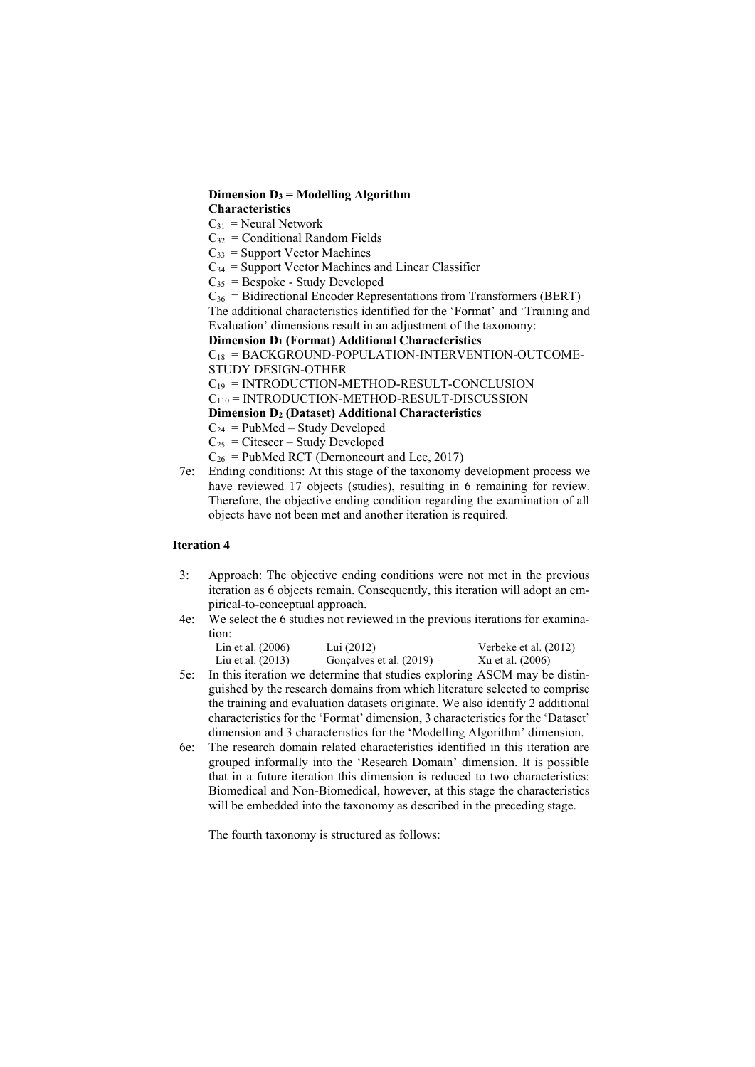**Dimension $D_3$ = Modelling Algorithm**

**Characteristics**

$C_{31}$ = Neural Network

$C_{32}$ = Conditional Random Fields

$C_{33}$ = Support Vector Machines

$C_{34}$ = Support Vector Machines and Linear Classifier

$C_{35}$ = Bespoke - Study Developed

$C_{36}$ = Bidirectional Encoder Representations from Transformers (BERT)

The additional characteristics identified for the 'Format' and 'Training and Evaluation' dimensions result in an adjustment of the taxonomy:

**Dimension $D_1$ (Format) Additional Characteristics**

$C_{18}$ = BACKGROUND-POPULATION-INTERVENTION-OUTCOME-STUDY DESIGN-OTHER

$C_{19}$ = INTRODUCTION-METHOD-RESULT-CONCLUSION

$C_{110}$ = INTRODUCTION-METHOD-RESULT-DISCUSSION

**Dimension $D_2$ (Dataset) Additional Characteristics**

$C_{24}$ = PubMed – Study Developed

$C_{25}$ = Citeseer – Study Developed

$C_{26}$ = PubMed RCT (Dernoncourt and Lee, 2017)

7e: Ending conditions: At this stage of the taxonomy development process we have reviewed 17 objects (studies), resulting in 6 remaining for review. Therefore, the objective ending condition regarding the examination of all objects have not been met and another iteration is required.

### Iteration 4

3: Approach: The objective ending conditions were not met in the previous iteration as 6 objects remain. Consequently, this iteration will adopt an empirical-to-conceptual approach.

4e: We select the 6 studies not reviewed in the previous iterations for examination:

| | | |
|---|---|---|
| Lin et al. (2006) | Lui (2012) | Verbeke et al. (2012) |
| Liu et al. (2013) | Gonçalves et al. (2019) | Xu et al. (2006) |

5e: In this iteration we determine that studies exploring ASCM may be distinguished by the research domains from which literature selected to comprise the training and evaluation datasets originate. We also identify 2 additional characteristics for the 'Format' dimension, 3 characteristics for the 'Dataset' dimension and 3 characteristics for the 'Modelling Algorithm' dimension.

6e: The research domain related characteristics identified in this iteration are grouped informally into the 'Research Domain' dimension. It is possible that in a future iteration this dimension is reduced to two characteristics: Biomedical and Non-Biomedical, however, at this stage the characteristics will be embedded into the taxonomy as described in the preceding stage.

The fourth taxonomy is structured as follows: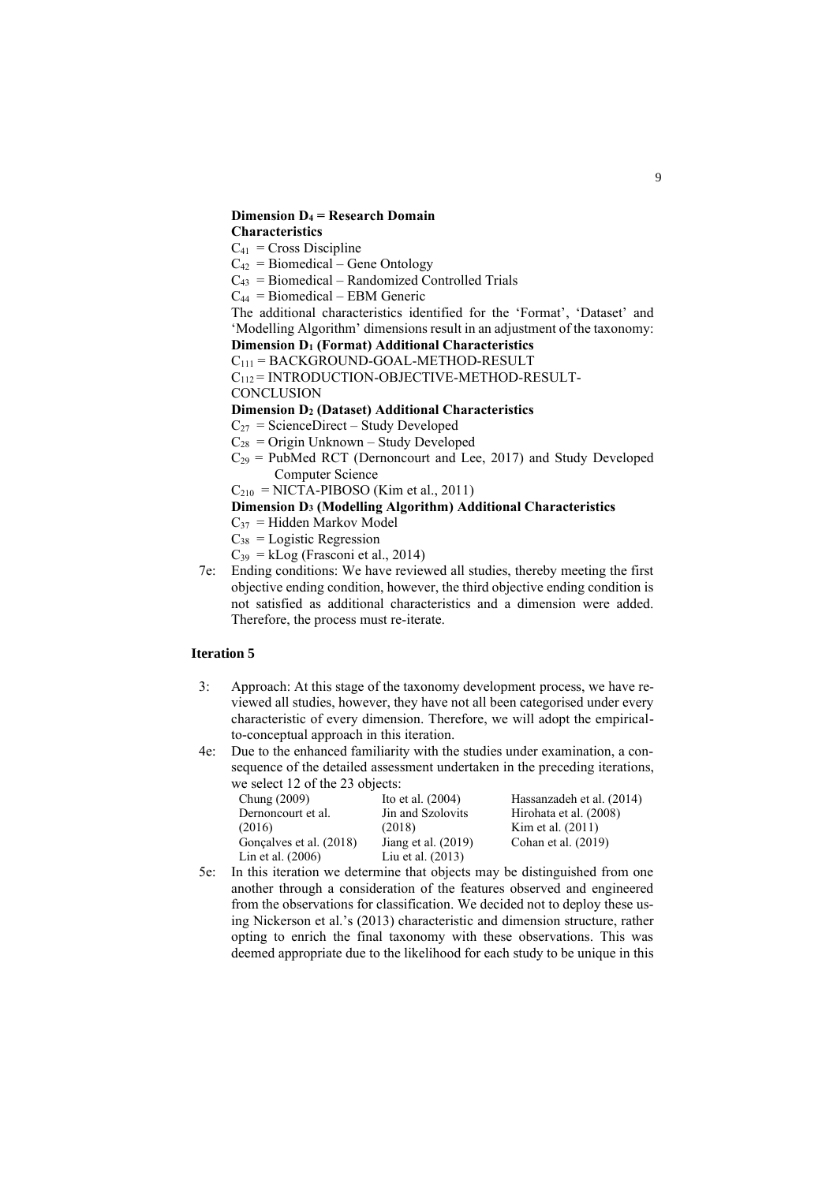**Dimension $D_4$ = Research Domain**

**Characteristics**

$C_{41}$ = Cross Discipline

$C_{42}$ = Biomedical – Gene Ontology

$C_{43}$ = Biomedical – Randomized Controlled Trials

$C_{44}$ = Biomedical – EBM Generic

The additional characteristics identified for the 'Format', 'Dataset' and 'Modelling Algorithm' dimensions result in an adjustment of the taxonomy:

**Dimension $D_1$ (Format) Additional Characteristics**

$C_{111}$ = BACKGROUND-GOAL-METHOD-RESULT

$C_{112}$ = INTRODUCTION-OBJECTIVE-METHOD-RESULT-CONCLUSION

**Dimension $D_2$ (Dataset) Additional Characteristics**

$C_{27}$ = ScienceDirect – Study Developed

$C_{28}$ = Origin Unknown – Study Developed

$C_{29}$ = PubMed RCT (Dernoncourt and Lee, 2017) and Study Developed Computer Science

$C_{210}$ = NICTA-PIBOSO (Kim et al., 2011)

**Dimension $D_3$ (Modelling Algorithm) Additional Characteristics**

$C_{37}$ = Hidden Markov Model

$C_{38}$ = Logistic Regression

$C_{39}$ = kLog (Frasconi et al., 2014)

7e: Ending conditions: We have reviewed all studies, thereby meeting the first objective ending condition, however, the third objective ending condition is not satisfied as additional characteristics and a dimension were added. Therefore, the process must re-iterate.

### Iteration 5

3: Approach: At this stage of the taxonomy development process, we have reviewed all studies, however, they have not all been categorised under every characteristic of every dimension. Therefore, we will adopt the empirical-to-conceptual approach in this iteration.

4e: Due to the enhanced familiarity with the studies under examination, a consequence of the detailed assessment undertaken in the preceding iterations, we select 12 of the 23 objects:

| | | |
|---|---|---|
| Chung (2009) | Ito et al. (2004) | Hassanzadeh et al. (2014) |
| Dernoncourt et al. (2016) | Jin and Szolovits (2018) | Hirohata et al. (2008) |
| Gonçalves et al. (2018) | Jiang et al. (2019) | Kim et al. (2011) |
| Lin et al. (2006) | Liu et al. (2013) | Cohan et al. (2019) |

5e: In this iteration we determine that objects may be distinguished from one another through a consideration of the features observed and engineered from the observations for classification. We decided not to deploy these using Nickerson et al.'s (2013) characteristic and dimension structure, rather opting to enrich the final taxonomy with these observations. This was deemed appropriate due to the likelihood for each study to be unique in this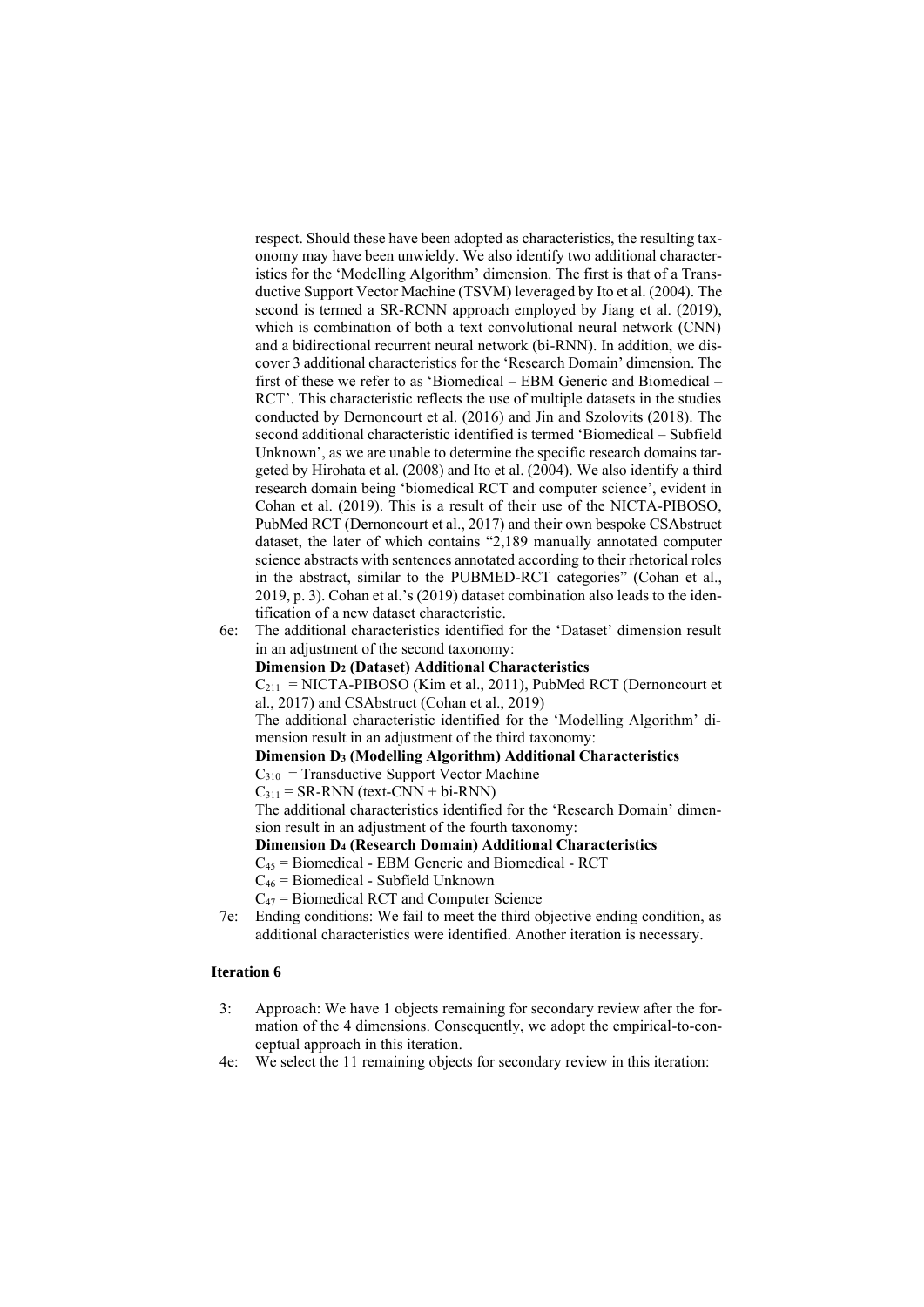respect. Should these have been adopted as characteristics, the resulting taxonomy may have been unwieldy. We also identify two additional characteristics for the 'Modelling Algorithm' dimension. The first is that of a Transductive Support Vector Machine (TSVM) leveraged by Ito et al. (2004). The second is termed a SR-RCNN approach employed by Jiang et al. (2019), which is combination of both a text convolutional neural network (CNN) and a bidirectional recurrent neural network (bi-RNN). In addition, we discover 3 additional characteristics for the 'Research Domain' dimension. The first of these we refer to as 'Biomedical – EBM Generic and Biomedical – RCT'. This characteristic reflects the use of multiple datasets in the studies conducted by Dernoncourt et al. (2016) and Jin and Szolovits (2018). The second additional characteristic identified is termed 'Biomedical – Subfield Unknown', as we are unable to determine the specific research domains targeted by Hirohata et al. (2008) and Ito et al. (2004). We also identify a third research domain being 'biomedical RCT and computer science', evident in Cohan et al. (2019). This is a result of their use of the NICTA-PIBOSO, PubMed RCT (Dernoncourt et al., 2017) and their own bespoke CSAbstruct dataset, the later of which contains "2,189 manually annotated computer science abstracts with sentences annotated according to their rhetorical roles in the abstract, similar to the PUBMED-RCT categories" (Cohan et al., 2019, p. 3). Cohan et al.'s (2019) dataset combination also leads to the identification of a new dataset characteristic.

6e: The additional characteristics identified for the 'Dataset' dimension result in an adjustment of the second taxonomy:

**Dimension $D_2$ (Dataset) Additional Characteristics**

$C_{211}$ = NICTA-PIBOSO (Kim et al., 2011), PubMed RCT (Dernoncourt et al., 2017) and CSAbstruct (Cohan et al., 2019)

The additional characteristic identified for the 'Modelling Algorithm' dimension result in an adjustment of the third taxonomy:

**Dimension $D_3$ (Modelling Algorithm) Additional Characteristics**

$C_{310}$ = Transductive Support Vector Machine

$C_{311}$ = SR-RNN (text-CNN + bi-RNN)

The additional characteristics identified for the 'Research Domain' dimension result in an adjustment of the fourth taxonomy:

**Dimension $D_4$ (Research Domain) Additional Characteristics**

$C_{45}$ = Biomedical - EBM Generic and Biomedical - RCT

$C_{46}$ = Biomedical - Subfield Unknown

$C_{47}$ = Biomedical RCT and Computer Science

7e: Ending conditions: We fail to meet the third objective ending condition, as additional characteristics were identified. Another iteration is necessary.

### Iteration 6

3: Approach: We have 1 objects remaining for secondary review after the formation of the 4 dimensions. Consequently, we adopt the empirical-to-conceptual approach in this iteration.

4e: We select the 11 remaining objects for secondary review in this iteration: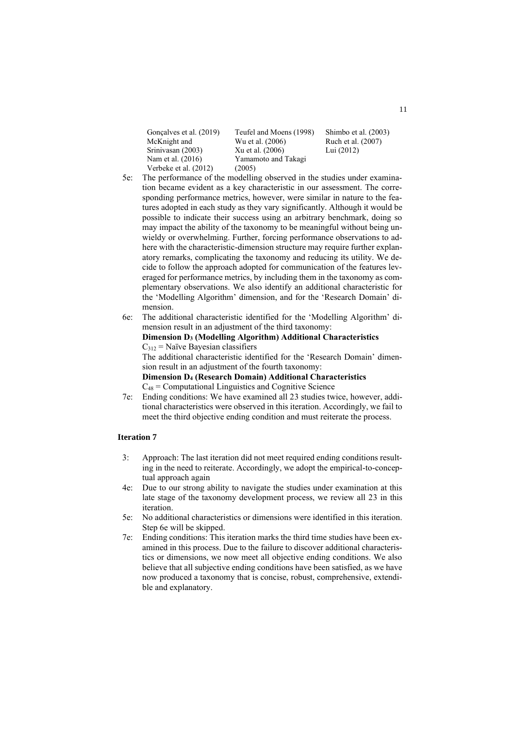Gonçalves et al. (2019)
McKnight and Srinivasan (2003)
Nam et al. (2016)
Verbeke et al. (2012)
Teufel and Moens (1998)
Wu et al. (2006)
Xu et al. (2006)
Yamamoto and Takagi (2005)
Shimbo et al. (2003)
Ruch et al. (2007)
Lui (2012)

5e: The performance of the modelling observed in the studies under examination became evident as a key characteristic in our assessment. The corresponding performance metrics, however, were similar in nature to the features adopted in each study as they vary significantly. Although it would be possible to indicate their success using an arbitrary benchmark, doing so may impact the ability of the taxonomy to be meaningful without being unwieldy or overwhelming. Further, forcing performance observations to adhere with the characteristic-dimension structure may require further explanatory remarks, complicating the taxonomy and reducing its utility. We decide to follow the approach adopted for communication of the features leveraged for performance metrics, by including them in the taxonomy as complementary observations. We also identify an additional characteristic for the 'Modelling Algorithm' dimension, and for the 'Research Domain' dimension.

6e: The additional characteristic identified for the 'Modelling Algorithm' dimension result in an adjustment of the third taxonomy:
**Dimension $D_3$ (Modelling Algorithm) Additional Characteristics**
$C_{312}$ = Naïve Bayesian classifiers
The additional characteristic identified for the 'Research Domain' dimension result in an adjustment of the fourth taxonomy:
**Dimension $D_4$ (Research Domain) Additional Characteristics**
$C_{48}$ = Computational Linguistics and Cognitive Science

7e: Ending conditions: We have examined all 23 studies twice, however, additional characteristics were observed in this iteration. Accordingly, we fail to meet the third objective ending condition and must reiterate the process.

### Iteration 7

3: Approach: The last iteration did not meet required ending conditions resulting in the need to reiterate. Accordingly, we adopt the empirical-to-conceptual approach again

4e: Due to our strong ability to navigate the studies under examination at this late stage of the taxonomy development process, we review all 23 in this iteration.

5e: No additional characteristics or dimensions were identified in this iteration. Step 6e will be skipped.

7e: Ending conditions: This iteration marks the third time studies have been examined in this process. Due to the failure to discover additional characteristics or dimensions, we now meet all objective ending conditions. We also believe that all subjective ending conditions have been satisfied, as we have now produced a taxonomy that is concise, robust, comprehensive, extendible and explanatory.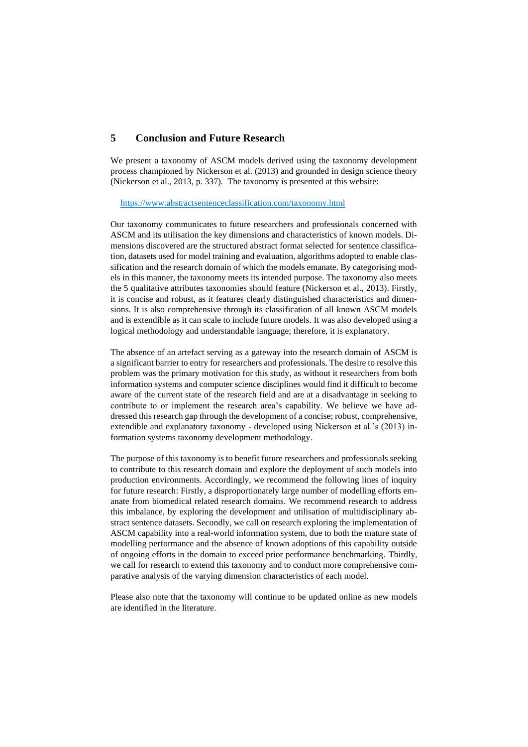## 5 Conclusion and Future Research

We present a taxonomy of ASCM models derived using the taxonomy development process championed by Nickerson et al. (2013) and grounded in design science theory (Nickerson et al., 2013, p. 337). The taxonomy is presented at this website:

https://www.abstractsentenceclassification.com/taxonomy.html

Our taxonomy communicates to future researchers and professionals concerned with ASCM and its utilisation the key dimensions and characteristics of known models. Dimensions discovered are the structured abstract format selected for sentence classification, datasets used for model training and evaluation, algorithms adopted to enable classification and the research domain of which the models emanate. By categorising models in this manner, the taxonomy meets its intended purpose. The taxonomy also meets the 5 qualitative attributes taxonomies should feature (Nickerson et al., 2013). Firstly, it is concise and robust, as it features clearly distinguished characteristics and dimensions. It is also comprehensive through its classification of all known ASCM models and is extendible as it can scale to include future models. It was also developed using a logical methodology and understandable language; therefore, it is explanatory.

The absence of an artefact serving as a gateway into the research domain of ASCM is a significant barrier to entry for researchers and professionals. The desire to resolve this problem was the primary motivation for this study, as without it researchers from both information systems and computer science disciplines would find it difficult to become aware of the current state of the research field and are at a disadvantage in seeking to contribute to or implement the research area's capability. We believe we have addressed this research gap through the development of a concise; robust, comprehensive, extendible and explanatory taxonomy - developed using Nickerson et al.'s (2013) information systems taxonomy development methodology.

The purpose of this taxonomy is to benefit future researchers and professionals seeking to contribute to this research domain and explore the deployment of such models into production environments. Accordingly, we recommend the following lines of inquiry for future research: Firstly, a disproportionately large number of modelling efforts emanate from biomedical related research domains. We recommend research to address this imbalance, by exploring the development and utilisation of multidisciplinary abstract sentence datasets. Secondly, we call on research exploring the implementation of ASCM capability into a real-world information system, due to both the mature state of modelling performance and the absence of known adoptions of this capability outside of ongoing efforts in the domain to exceed prior performance benchmarking. Thirdly, we call for research to extend this taxonomy and to conduct more comprehensive comparative analysis of the varying dimension characteristics of each model.

Please also note that the taxonomy will continue to be updated online as new models are identified in the literature.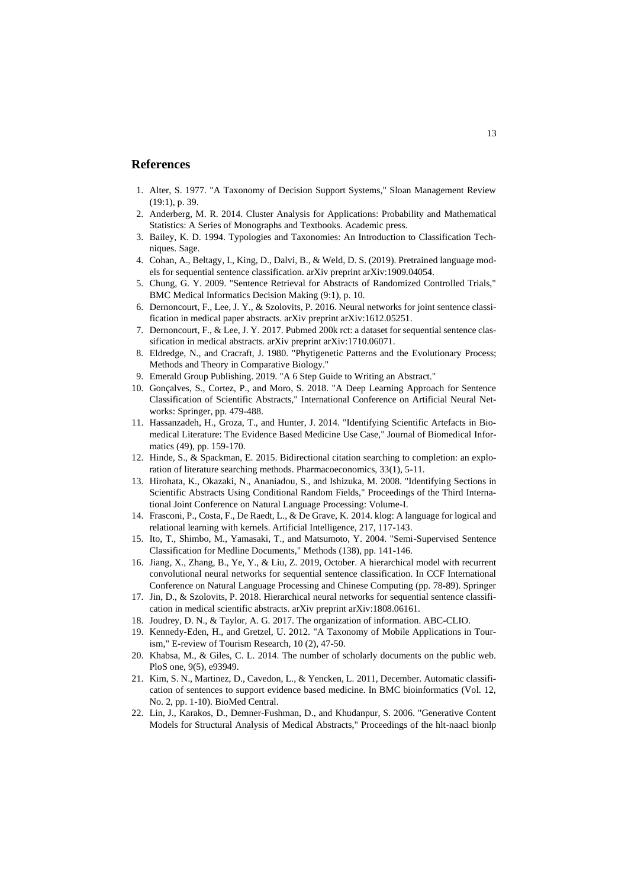## References

1. Alter, S. 1977. "A Taxonomy of Decision Support Systems," Sloan Management Review (19:1), p. 39.
2. Anderberg, M. R. 2014. Cluster Analysis for Applications: Probability and Mathematical Statistics: A Series of Monographs and Textbooks. Academic press.
3. Bailey, K. D. 1994. Typologies and Taxonomies: An Introduction to Classification Techniques. Sage.
4. Cohan, A., Beltagy, I., King, D., Dalvi, B., & Weld, D. S. (2019). Pretrained language models for sequential sentence classification. arXiv preprint arXiv:1909.04054.
5. Chung, G. Y. 2009. "Sentence Retrieval for Abstracts of Randomized Controlled Trials," BMC Medical Informatics Decision Making (9:1), p. 10.
6. Dernoncourt, F., Lee, J. Y., & Szolovits, P. 2016. Neural networks for joint sentence classification in medical paper abstracts. arXiv preprint arXiv:1612.05251.
7. Dernoncourt, F., & Lee, J. Y. 2017. Pubmed 200k rct: a dataset for sequential sentence classification in medical abstracts. arXiv preprint arXiv:1710.06071.
8. Eldredge, N., and Cracraft, J. 1980. "Phytigenetic Patterns and the Evolutionary Process; Methods and Theory in Comparative Biology."
9. Emerald Group Publishing. 2019. "A 6 Step Guide to Writing an Abstract."
10. Gonçalves, S., Cortez, P., and Moro, S. 2018. "A Deep Learning Approach for Sentence Classification of Scientific Abstracts," International Conference on Artificial Neural Networks: Springer, pp. 479-488.
11. Hassanzadeh, H., Groza, T., and Hunter, J. 2014. "Identifying Scientific Artefacts in Biomedical Literature: The Evidence Based Medicine Use Case," Journal of Biomedical Informatics (49), pp. 159-170.
12. Hinde, S., & Spackman, E. 2015. Bidirectional citation searching to completion: an exploration of literature searching methods. Pharmacoeconomics, 33(1), 5-11.
13. Hirohata, K., Okazaki, N., Ananiadou, S., and Ishizuka, M. 2008. "Identifying Sections in Scientific Abstracts Using Conditional Random Fields," Proceedings of the Third International Joint Conference on Natural Language Processing: Volume-I.
14. Frasconi, P., Costa, F., De Raedt, L., & De Grave, K. 2014. klog: A language for logical and relational learning with kernels. Artificial Intelligence, 217, 117-143.
15. Ito, T., Shimbo, M., Yamasaki, T., and Matsumoto, Y. 2004. "Semi-Supervised Sentence Classification for Medline Documents," Methods (138), pp. 141-146.
16. Jiang, X., Zhang, B., Ye, Y., & Liu, Z. 2019, October. A hierarchical model with recurrent convolutional neural networks for sequential sentence classification. In CCF International Conference on Natural Language Processing and Chinese Computing (pp. 78-89). Springer
17. Jin, D., & Szolovits, P. 2018. Hierarchical neural networks for sequential sentence classification in medical scientific abstracts. arXiv preprint arXiv:1808.06161.
18. Joudrey, D. N., & Taylor, A. G. 2017. The organization of information. ABC-CLIO.
19. Kennedy-Eden, H., and Gretzel, U. 2012. "A Taxonomy of Mobile Applications in Tourism," E-review of Tourism Research, 10 (2), 47-50.
20. Khabsa, M., & Giles, C. L. 2014. The number of scholarly documents on the public web. PloS one, 9(5), e93949.
21. Kim, S. N., Martinez, D., Cavedon, L., & Yencken, L. 2011, December. Automatic classification of sentences to support evidence based medicine. In BMC bioinformatics (Vol. 12, No. 2, pp. 1-10). BioMed Central.
22. Lin, J., Karakos, D., Demner-Fushman, D., and Khudanpur, S. 2006. "Generative Content Models for Structural Analysis of Medical Abstracts," Proceedings of the hlt-naacl bionlp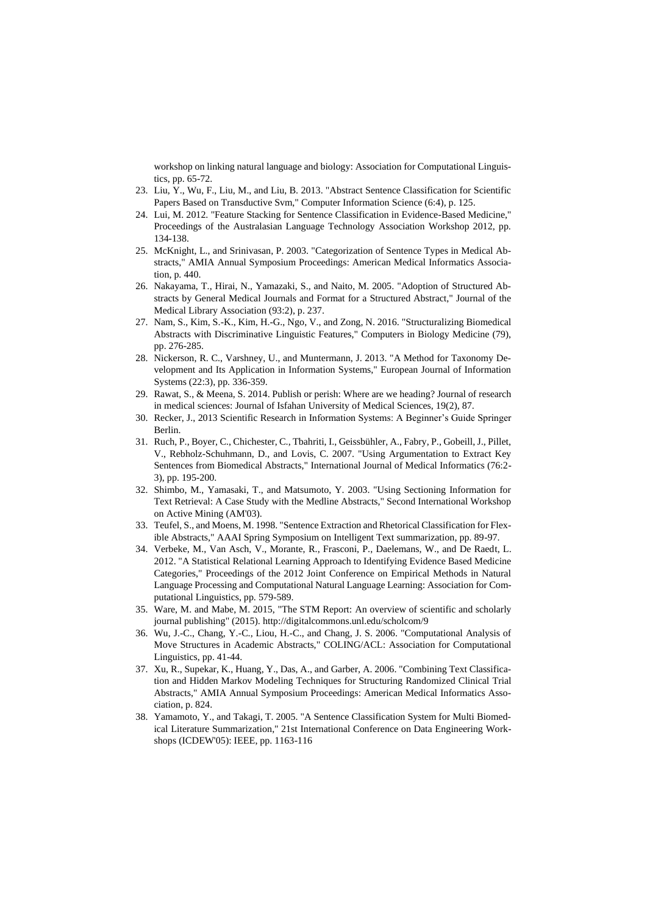workshop on linking natural language and biology: Association for Computational Linguistics, pp. 65-72.

23. Liu, Y., Wu, F., Liu, M., and Liu, B. 2013. "Abstract Sentence Classification for Scientific Papers Based on Transductive Svm," Computer Information Science (6:4), p. 125.
24. Lui, M. 2012. "Feature Stacking for Sentence Classification in Evidence-Based Medicine," Proceedings of the Australasian Language Technology Association Workshop 2012, pp. 134-138.
25. McKnight, L., and Srinivasan, P. 2003. "Categorization of Sentence Types in Medical Abstracts," AMIA Annual Symposium Proceedings: American Medical Informatics Association, p. 440.
26. Nakayama, T., Hirai, N., Yamazaki, S., and Naito, M. 2005. "Adoption of Structured Abstracts by General Medical Journals and Format for a Structured Abstract," Journal of the Medical Library Association (93:2), p. 237.
27. Nam, S., Kim, S.-K., Kim, H.-G., Ngo, V., and Zong, N. 2016. "Structuralizing Biomedical Abstracts with Discriminative Linguistic Features," Computers in Biology Medicine (79), pp. 276-285.
28. Nickerson, R. C., Varshney, U., and Muntermann, J. 2013. "A Method for Taxonomy Development and Its Application in Information Systems," European Journal of Information Systems (22:3), pp. 336-359.
29. Rawat, S., & Meena, S. 2014. Publish or perish: Where are we heading? Journal of research in medical sciences: Journal of Isfahan University of Medical Sciences, 19(2), 87.
30. Recker, J., 2013 Scientific Research in Information Systems: A Beginner's Guide Springer Berlin.
31. Ruch, P., Boyer, C., Chichester, C., Tbahriti, I., Geissbühler, A., Fabry, P., Gobeill, J., Pillet, V., Rebholz-Schuhmann, D., and Lovis, C. 2007. "Using Argumentation to Extract Key Sentences from Biomedical Abstracts," International Journal of Medical Informatics (76:2-3), pp. 195-200.
32. Shimbo, M., Yamasaki, T., and Matsumoto, Y. 2003. "Using Sectioning Information for Text Retrieval: A Case Study with the Medline Abstracts," Second International Workshop on Active Mining (AM'03).
33. Teufel, S., and Moens, M. 1998. "Sentence Extraction and Rhetorical Classification for Flexible Abstracts," AAAI Spring Symposium on Intelligent Text summarization, pp. 89-97.
34. Verbeke, M., Van Asch, V., Morante, R., Frasconi, P., Daelemans, W., and De Raedt, L. 2012. "A Statistical Relational Learning Approach to Identifying Evidence Based Medicine Categories," Proceedings of the 2012 Joint Conference on Empirical Methods in Natural Language Processing and Computational Natural Language Learning: Association for Computational Linguistics, pp. 579-589.
35. Ware, M. and Mabe, M. 2015, "The STM Report: An overview of scientific and scholarly journal publishing" (2015). http://digitalcommons.unl.edu/scholcom/9
36. Wu, J.-C., Chang, Y.-C., Liou, H.-C., and Chang, J. S. 2006. "Computational Analysis of Move Structures in Academic Abstracts," COLING/ACL: Association for Computational Linguistics, pp. 41-44.
37. Xu, R., Supekar, K., Huang, Y., Das, A., and Garber, A. 2006. "Combining Text Classification and Hidden Markov Modeling Techniques for Structuring Randomized Clinical Trial Abstracts," AMIA Annual Symposium Proceedings: American Medical Informatics Association, p. 824.
38. Yamamoto, Y., and Takagi, T. 2005. "A Sentence Classification System for Multi Biomedical Literature Summarization," 21st International Conference on Data Engineering Workshops (ICDEW'05): IEEE, pp. 1163-116